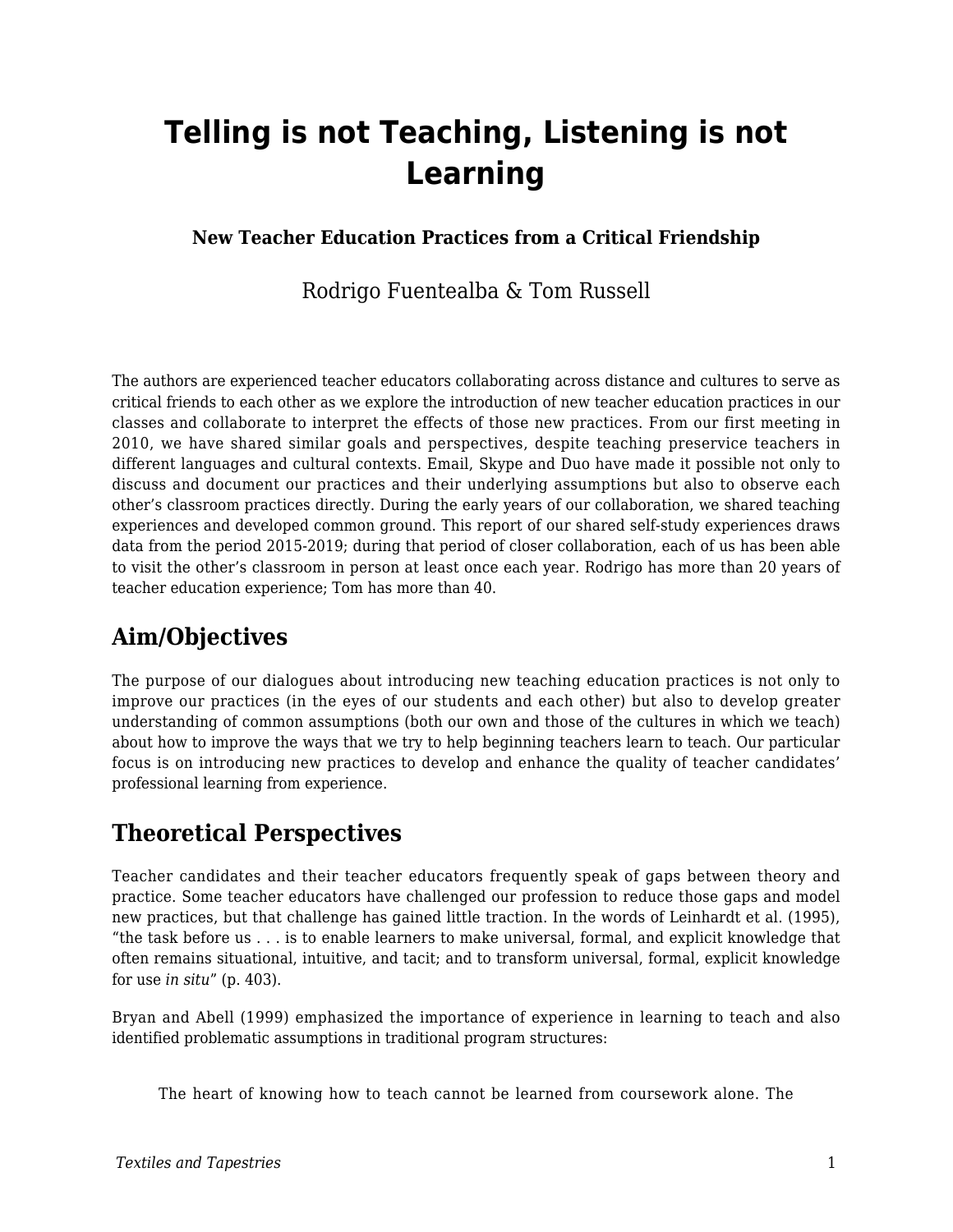# Telling is not Teaching, Listening is not Learning

**New Teacher Education Practices from a Critical Friendship**

Rodrigo Fuentealba & Tom Russell

The authors are experienced teacher educators collaborating across distance and cultures to serve as critical friends to each other as we explore the introduction of new teacher education practices in our classes and collaborate to interpret the effects of those new practices. From our first meeting in 2010, we have shared similar goals and perspectives, despite teaching preservice teachers in different languages and cultural contexts. Email, Skype and Duo have made it possible not only to discuss and document our practices and their underlying assumptions but also to observe each other's classroom practices directly. During the early years of our collaboration, we shared teaching experiences and developed common ground. This report of our shared self-study experiences draws data from the period 2015-2019; during that period of closer collaboration, each of us has been able to visit the other's classroom in person at least once each year. Rodrigo has more than 20 years of teacher education experience; Tom has more than 40.

## Aim/Objectives

The purpose of our dialogues about introducing new teaching education practices is not only to improve our practices (in the eyes of our students and each other) but also to develop greater understanding of common assumptions (both our own and those of the cultures in which we teach) about how to improve the ways that we try to help beginning teachers learn to teach. Our particular focus is on introducing new practices to develop and enhance the quality of teacher candidates' professional learning from experience.

## Theoretical Perspectives

Teacher candidates and their teacher educators frequently speak of gaps between theory and practice. Some teacher educators have challenged our profession to reduce those gaps and model new practices, but that challenge has gained little traction. In the words of Leinhardt et al. (1995), "the task before us . . . is to enable learners to make universal, formal, and explicit knowledge that often remains situational, intuitive, and tacit; and to transform universal, formal, explicit knowledge for use *in situ*" (p. 403).

Bryan and Abell (1999) emphasized the importance of experience in learning to teach and also identified problematic assumptions in traditional program structures:

> The heart of knowing how to teach cannot be learned from coursework alone. The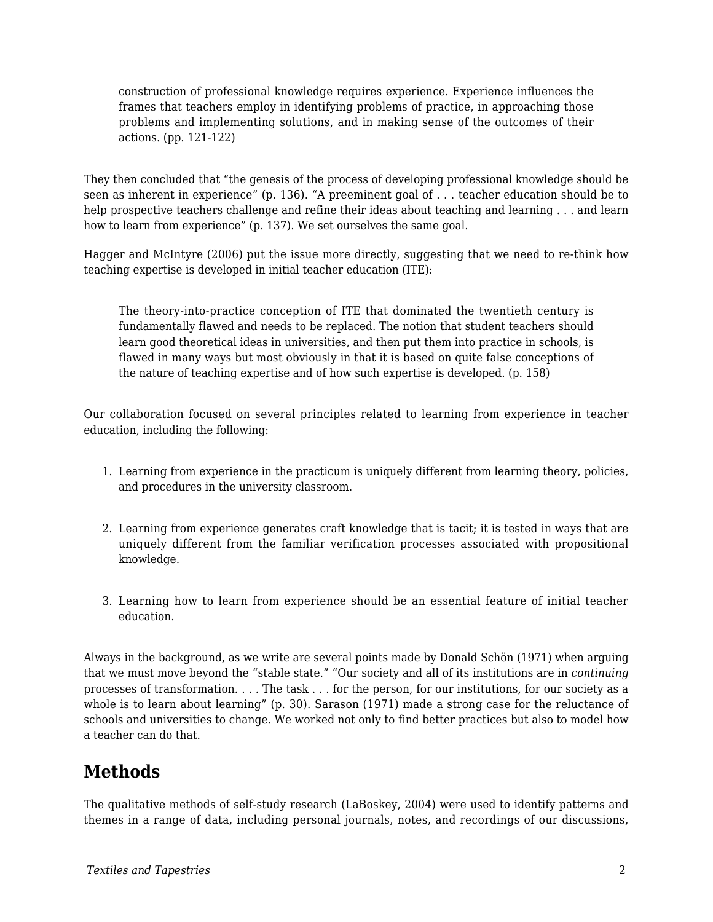> construction of professional knowledge requires experience. Experience influences the frames that teachers employ in identifying problems of practice, in approaching those problems and implementing solutions, and in making sense of the outcomes of their actions. (pp. 121-122)

They then concluded that "the genesis of the process of developing professional knowledge should be seen as inherent in experience" (p. 136). "A preeminent goal of . . . teacher education should be to help prospective teachers challenge and refine their ideas about teaching and learning . . . and learn how to learn from experience" (p. 137). We set ourselves the same goal.

Hagger and McIntyre (2006) put the issue more directly, suggesting that we need to re-think how teaching expertise is developed in initial teacher education (ITE):

> The theory-into-practice conception of ITE that dominated the twentieth century is fundamentally flawed and needs to be replaced. The notion that student teachers should learn good theoretical ideas in universities, and then put them into practice in schools, is flawed in many ways but most obviously in that it is based on quite false conceptions of the nature of teaching expertise and of how such expertise is developed. (p. 158)

Our collaboration focused on several principles related to learning from experience in teacher education, including the following:

1. Learning from experience in the practicum is uniquely different from learning theory, policies, and procedures in the university classroom.
2. Learning from experience generates craft knowledge that is tacit; it is tested in ways that are uniquely different from the familiar verification processes associated with propositional knowledge.
3. Learning how to learn from experience should be an essential feature of initial teacher education.

Always in the background, as we write are several points made by Donald Schön (1971) when arguing that we must move beyond the "stable state." "Our society and all of its institutions are in *continuing* processes of transformation. . . . The task . . . for the person, for our institutions, for our society as a whole is to learn about learning" (p. 30). Sarason (1971) made a strong case for the reluctance of schools and universities to change. We worked not only to find better practices but also to model how a teacher can do that.

## Methods

The qualitative methods of self-study research (LaBoskey, 2004) were used to identify patterns and themes in a range of data, including personal journals, notes, and recordings of our discussions,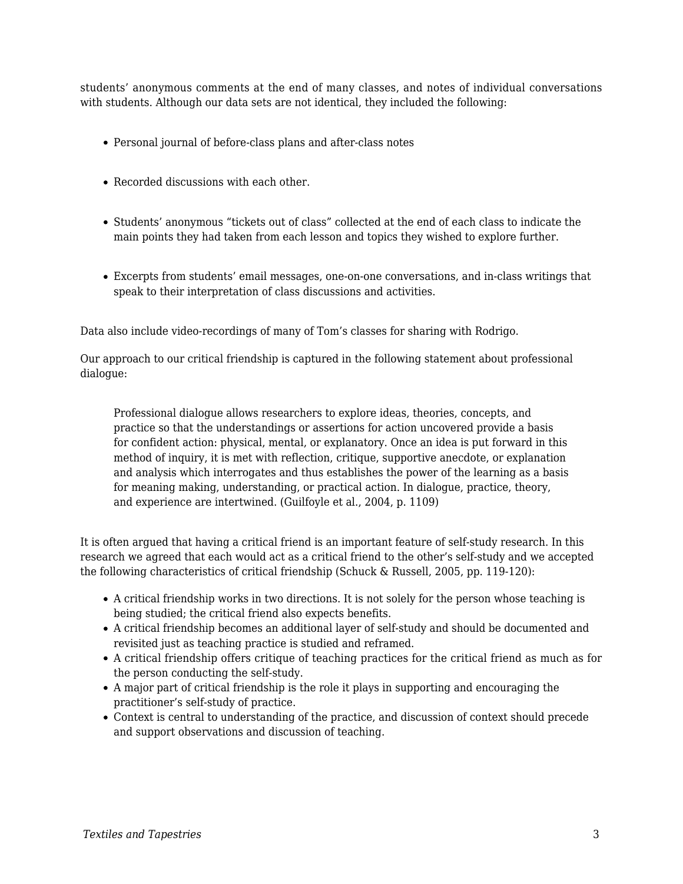students' anonymous comments at the end of many classes, and notes of individual conversations with students. Although our data sets are not identical, they included the following:

- Personal journal of before-class plans and after-class notes
- Recorded discussions with each other.
- Students' anonymous "tickets out of class" collected at the end of each class to indicate the main points they had taken from each lesson and topics they wished to explore further.
- Excerpts from students' email messages, one-on-one conversations, and in-class writings that speak to their interpretation of class discussions and activities.

Data also include video-recordings of many of Tom's classes for sharing with Rodrigo.

Our approach to our critical friendship is captured in the following statement about professional dialogue:

> Professional dialogue allows researchers to explore ideas, theories, concepts, and practice so that the understandings or assertions for action uncovered provide a basis for confident action: physical, mental, or explanatory. Once an idea is put forward in this method of inquiry, it is met with reflection, critique, supportive anecdote, or explanation and analysis which interrogates and thus establishes the power of the learning as a basis for meaning making, understanding, or practical action. In dialogue, practice, theory, and experience are intertwined. (Guilfoyle et al., 2004, p. 1109)

It is often argued that having a critical friend is an important feature of self-study research. In this research we agreed that each would act as a critical friend to the other's self-study and we accepted the following characteristics of critical friendship (Schuck & Russell, 2005, pp. 119-120):

- A critical friendship works in two directions. It is not solely for the person whose teaching is being studied; the critical friend also expects benefits.
- A critical friendship becomes an additional layer of self-study and should be documented and revisited just as teaching practice is studied and reframed.
- A critical friendship offers critique of teaching practices for the critical friend as much as for the person conducting the self-study.
- A major part of critical friendship is the role it plays in supporting and encouraging the practitioner's self-study of practice.
- Context is central to understanding of the practice, and discussion of context should precede and support observations and discussion of teaching.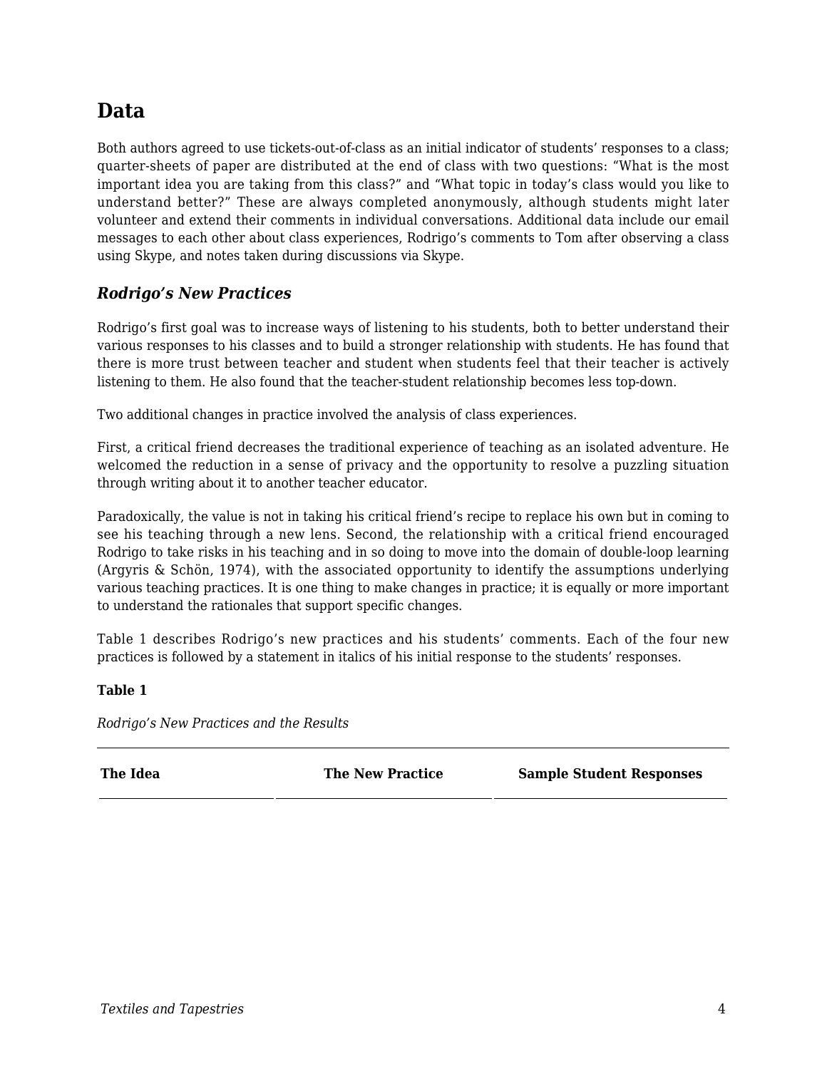## Data

Both authors agreed to use tickets-out-of-class as an initial indicator of students' responses to a class; quarter-sheets of paper are distributed at the end of class with two questions: "What is the most important idea you are taking from this class?" and "What topic in today's class would you like to understand better?" These are always completed anonymously, although students might later volunteer and extend their comments in individual conversations. Additional data include our email messages to each other about class experiences, Rodrigo's comments to Tom after observing a class using Skype, and notes taken during discussions via Skype.

### *Rodrigo's New Practices*

Rodrigo's first goal was to increase ways of listening to his students, both to better understand their various responses to his classes and to build a stronger relationship with students. He has found that there is more trust between teacher and student when students feel that their teacher is actively listening to them. He also found that the teacher-student relationship becomes less top-down.

Two additional changes in practice involved the analysis of class experiences.

First, a critical friend decreases the traditional experience of teaching as an isolated adventure. He welcomed the reduction in a sense of privacy and the opportunity to resolve a puzzling situation through writing about it to another teacher educator.

Paradoxically, the value is not in taking his critical friend's recipe to replace his own but in coming to see his teaching through a new lens. Second, the relationship with a critical friend encouraged Rodrigo to take risks in his teaching and in so doing to move into the domain of double-loop learning (Argyris & Schön, 1974), with the associated opportunity to identify the assumptions underlying various teaching practices. It is one thing to make changes in practice; it is equally or more important to understand the rationales that support specific changes.

Table 1 describes Rodrigo's new practices and his students' comments. Each of the four new practices is followed by a statement in italics of his initial response to the students' responses.

**Table 1**

*Rodrigo's New Practices and the Results*

| The Idea | The New Practice | Sample Student Responses |
| --- | --- | --- |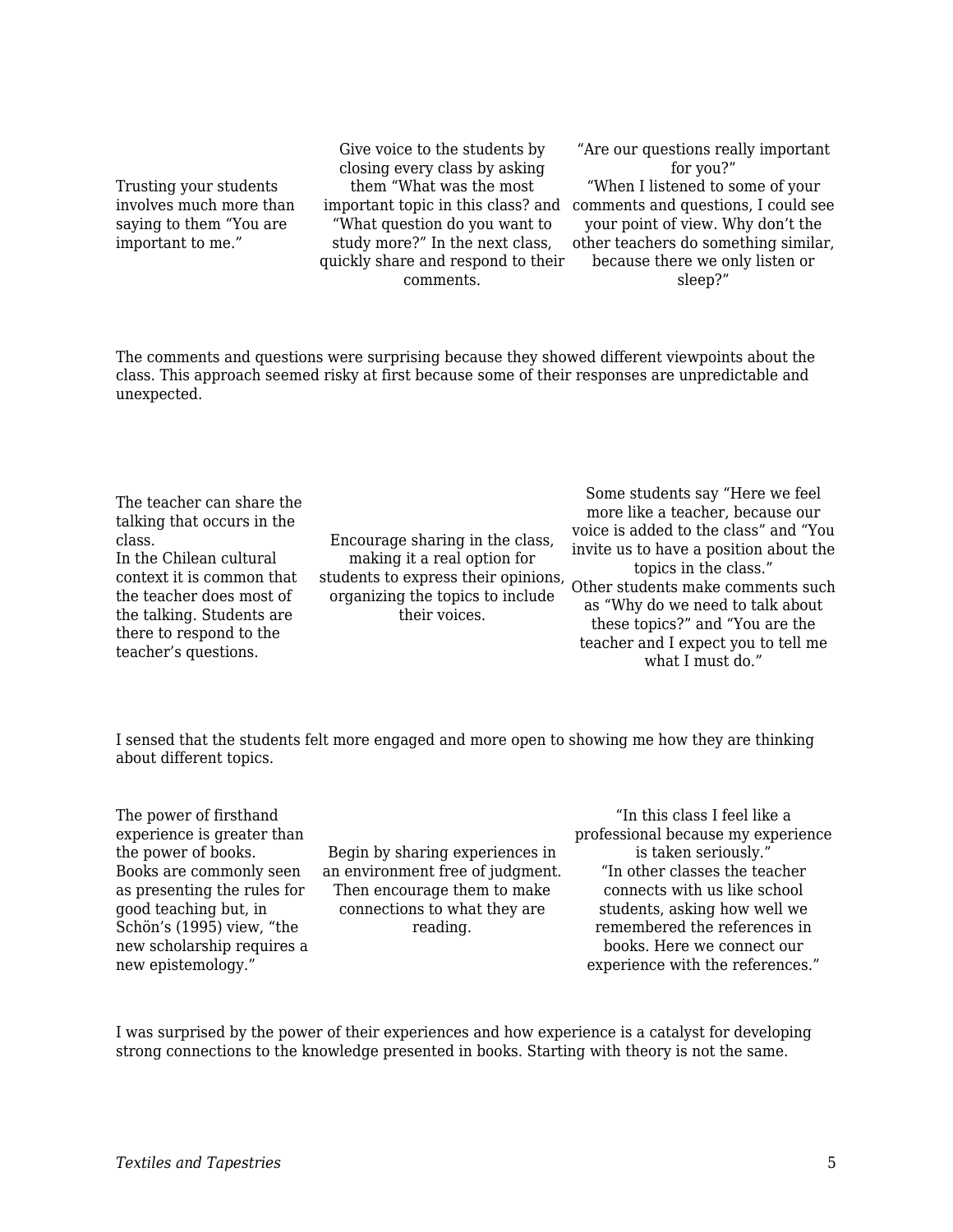| | | |
|---|---|---|
| Trusting your students involves much more than saying to them "You are important to me." | Give voice to the students by closing every class by asking them "What was the most important topic in this class? and "What question do you want to study more?" In the next class, quickly share and respond to their comments. | "Are our questions really important for you?"<br>"When I listened to some of your comments and questions, I could see your point of view. Why don't the other teachers do something similar, because there we only listen or sleep?" |

The comments and questions were surprising because they showed different viewpoints about the class. This approach seemed risky at first because some of their responses are unpredictable and unexpected.

| | | |
|---|---|---|
| The teacher can share the talking that occurs in the class.<br>In the Chilean cultural context it is common that the teacher does most of the talking. Students are there to respond to the teacher's questions. | Encourage sharing in the class, making it a real option for students to express their opinions, organizing the topics to include their voices. | Some students say "Here we feel more like a teacher, because our voice is added to the class" and "You invite us to have a position about the topics in the class."<br>Other students make comments such as "Why do we need to talk about these topics?" and "You are the teacher and I expect you to tell me what I must do." |

I sensed that the students felt more engaged and more open to showing me how they are thinking about different topics.

| | | |
|---|---|---|
| The power of firsthand experience is greater than the power of books.<br>Books are commonly seen as presenting the rules for good teaching but, in Schön's (1995) view, "the new scholarship requires a new epistemology." | Begin by sharing experiences in an environment free of judgment. Then encourage them to make connections to what they are reading. | "In this class I feel like a professional because my experience is taken seriously."<br>"In other classes the teacher connects with us like school students, asking how well we remembered the references in books. Here we connect our experience with the references." |

I was surprised by the power of their experiences and how experience is a catalyst for developing strong connections to the knowledge presented in books. Starting with theory is not the same.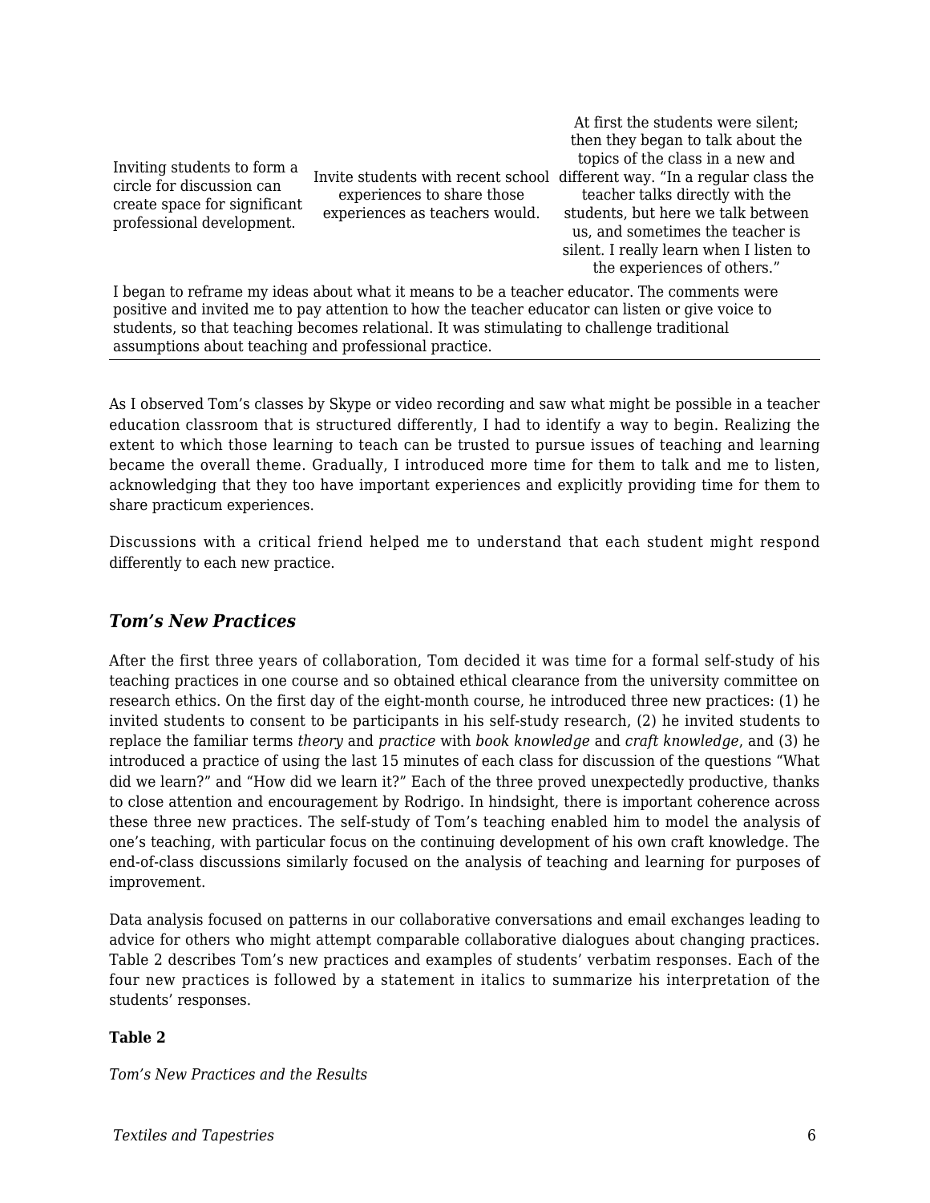| | | |
|---|---|---|
| Inviting students to form a circle for discussion can create space for significant professional development. | Invite students with recent school experiences to share those experiences as teachers would. | At first the students were silent; then they began to talk about the topics of the class in a new and different way. "In a regular class the teacher talks directly with the students, but here we talk between us, and sometimes the teacher is silent. I really learn when I listen to the experiences of others." |
| I began to reframe my ideas about what it means to be a teacher educator. The comments were positive and invited me to pay attention to how the teacher educator can listen or give voice to students, so that teaching becomes relational. It was stimulating to challenge traditional assumptions about teaching and professional practice. | | |

As I observed Tom's classes by Skype or video recording and saw what might be possible in a teacher education classroom that is structured differently, I had to identify a way to begin. Realizing the extent to which those learning to teach can be trusted to pursue issues of teaching and learning became the overall theme. Gradually, I introduced more time for them to talk and me to listen, acknowledging that they too have important experiences and explicitly providing time for them to share practicum experiences.

Discussions with a critical friend helped me to understand that each student might respond differently to each new practice.

### *Tom's New Practices*

After the first three years of collaboration, Tom decided it was time for a formal self-study of his teaching practices in one course and so obtained ethical clearance from the university committee on research ethics. On the first day of the eight-month course, he introduced three new practices: (1) he invited students to consent to be participants in his self-study research, (2) he invited students to replace the familiar terms *theory* and *practice* with *book knowledge* and *craft knowledge*, and (3) he introduced a practice of using the last 15 minutes of each class for discussion of the questions "What did we learn?" and "How did we learn it?" Each of the three proved unexpectedly productive, thanks to close attention and encouragement by Rodrigo. In hindsight, there is important coherence across these three new practices. The self-study of Tom's teaching enabled him to model the analysis of one's teaching, with particular focus on the continuing development of his own craft knowledge. The end-of-class discussions similarly focused on the analysis of teaching and learning for purposes of improvement.

Data analysis focused on patterns in our collaborative conversations and email exchanges leading to advice for others who might attempt comparable collaborative dialogues about changing practices. Table 2 describes Tom's new practices and examples of students' verbatim responses. Each of the four new practices is followed by a statement in italics to summarize his interpretation of the students' responses.

**Table 2**

*Tom's New Practices and the Results*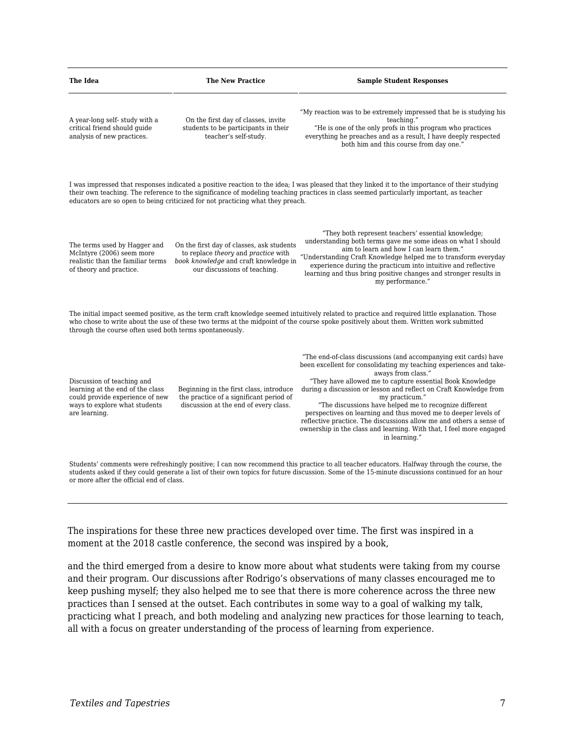| The Idea | The New Practice | Sample Student Responses |
|---|---|---|
| A year-long self- study with a critical friend should guide analysis of new practices. | On the first day of classes, invite students to be participants in their teacher's self-study. | "My reaction was to be extremely impressed that he is studying his teaching." "He is one of the only profs in this program who practices everything he preaches and as a result, I have deeply respected both him and this course from day one." |
| I was impressed that responses indicated a positive reaction to the idea; I was pleased that they linked it to the importance of their studying their own teaching. The reference to the significance of modeling teaching practices in class seemed particularly important, as teacher educators are so open to being criticized for not practicing what they preach. | | |
| The terms used by Hagger and McIntyre (2006) seem more realistic than the familiar terms of theory and practice. | On the first day of classes, ask students to replace *theory* and *practice* with *book knowledge* and craft knowledge in our discussions of teaching. | "They both represent teachers' essential knowledge; understanding both terms gave me some ideas on what I should aim to learn and how I can learn them." "Understanding Craft Knowledge helped me to transform everyday experience during the practicum into intuitive and reflective learning and thus bring positive changes and stronger results in my performance." |
| The initial impact seemed positive, as the term craft knowledge seemed intuitively related to practice and required little explanation. Those who chose to write about the use of these two terms at the midpoint of the course spoke positively about them. Written work submitted through the course often used both terms spontaneously. | | |
| Discussion of teaching and learning at the end of the class could provide experience of new ways to explore what students are learning. | Beginning in the first class, introduce the practice of a significant period of discussion at the end of every class. | "The end-of-class discussions (and accompanying exit cards) have been excellent for consolidating my teaching experiences and take-aways from class." "They have allowed me to capture essential Book Knowledge during a discussion or lesson and reflect on Craft Knowledge from my practicum." "The discussions have helped me to recognize different perspectives on learning and thus moved me to deeper levels of reflective practice. The discussions allow me and others a sense of ownership in the class and learning. With that, I feel more engaged in learning." |
| Students' comments were refreshingly positive; I can now recommend this practice to all teacher educators. Halfway through the course, the students asked if they could generate a list of their own topics for future discussion. Some of the 15-minute discussions continued for an hour or more after the official end of class. | | |

The inspirations for these three new practices developed over time. The first was inspired in a moment at the 2018 castle conference, the second was inspired by a book,

and the third emerged from a desire to know more about what students were taking from my course and their program. Our discussions after Rodrigo's observations of many classes encouraged me to keep pushing myself; they also helped me to see that there is more coherence across the three new practices than I sensed at the outset. Each contributes in some way to a goal of walking my talk, practicing what I preach, and both modeling and analyzing new practices for those learning to teach, all with a focus on greater understanding of the process of learning from experience.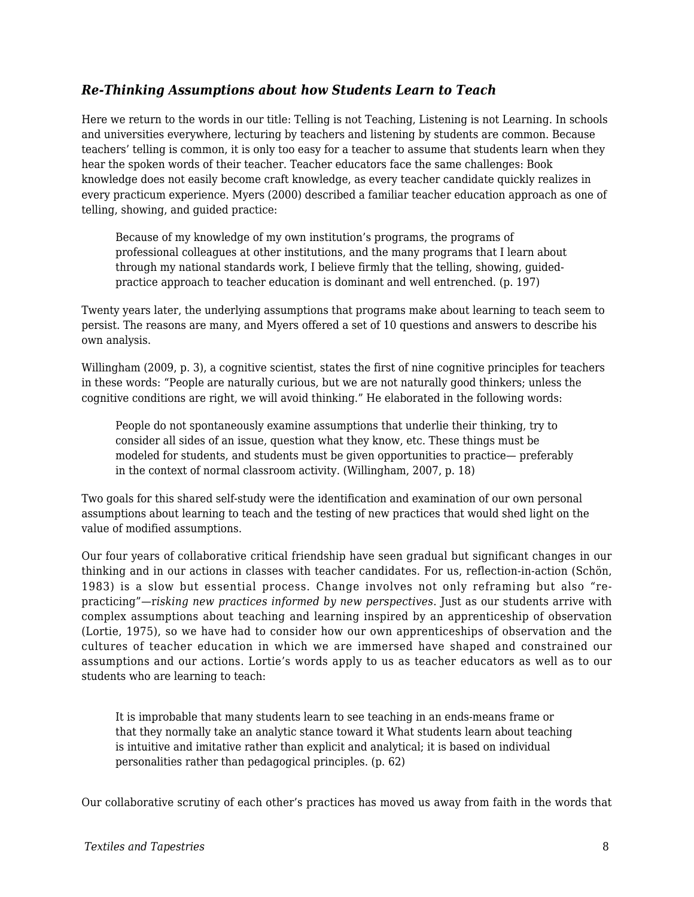### *Re-Thinking Assumptions about how Students Learn to Teach*

Here we return to the words in our title: Telling is not Teaching, Listening is not Learning. In schools and universities everywhere, lecturing by teachers and listening by students are common. Because teachers' telling is common, it is only too easy for a teacher to assume that students learn when they hear the spoken words of their teacher. Teacher educators face the same challenges: Book knowledge does not easily become craft knowledge, as every teacher candidate quickly realizes in every practicum experience. Myers (2000) described a familiar teacher education approach as one of telling, showing, and guided practice:

> Because of my knowledge of my own institution's programs, the programs of professional colleagues at other institutions, and the many programs that I learn about through my national standards work, I believe firmly that the telling, showing, guided-practice approach to teacher education is dominant and well entrenched. (p. 197)

Twenty years later, the underlying assumptions that programs make about learning to teach seem to persist. The reasons are many, and Myers offered a set of 10 questions and answers to describe his own analysis.

Willingham (2009, p. 3), a cognitive scientist, states the first of nine cognitive principles for teachers in these words: "People are naturally curious, but we are not naturally good thinkers; unless the cognitive conditions are right, we will avoid thinking." He elaborated in the following words:

> People do not spontaneously examine assumptions that underlie their thinking, try to consider all sides of an issue, question what they know, etc. These things must be modeled for students, and students must be given opportunities to practice— preferably in the context of normal classroom activity. (Willingham, 2007, p. 18)

Two goals for this shared self-study were the identification and examination of our own personal assumptions about learning to teach and the testing of new practices that would shed light on the value of modified assumptions.

Our four years of collaborative critical friendship have seen gradual but significant changes in our thinking and in our actions in classes with teacher candidates. For us, reflection-in-action (Schön, 1983) is a slow but essential process. Change involves not only reframing but also "re-practicing"—*risking new practices informed by new perspectives*. Just as our students arrive with complex assumptions about teaching and learning inspired by an apprenticeship of observation (Lortie, 1975), so we have had to consider how our own apprenticeships of observation and the cultures of teacher education in which we are immersed have shaped and constrained our assumptions and our actions. Lortie's words apply to us as teacher educators as well as to our students who are learning to teach:

> It is improbable that many students learn to see teaching in an ends-means frame or that they normally take an analytic stance toward it What students learn about teaching is intuitive and imitative rather than explicit and analytical; it is based on individual personalities rather than pedagogical principles. (p. 62)

Our collaborative scrutiny of each other's practices has moved us away from faith in the words that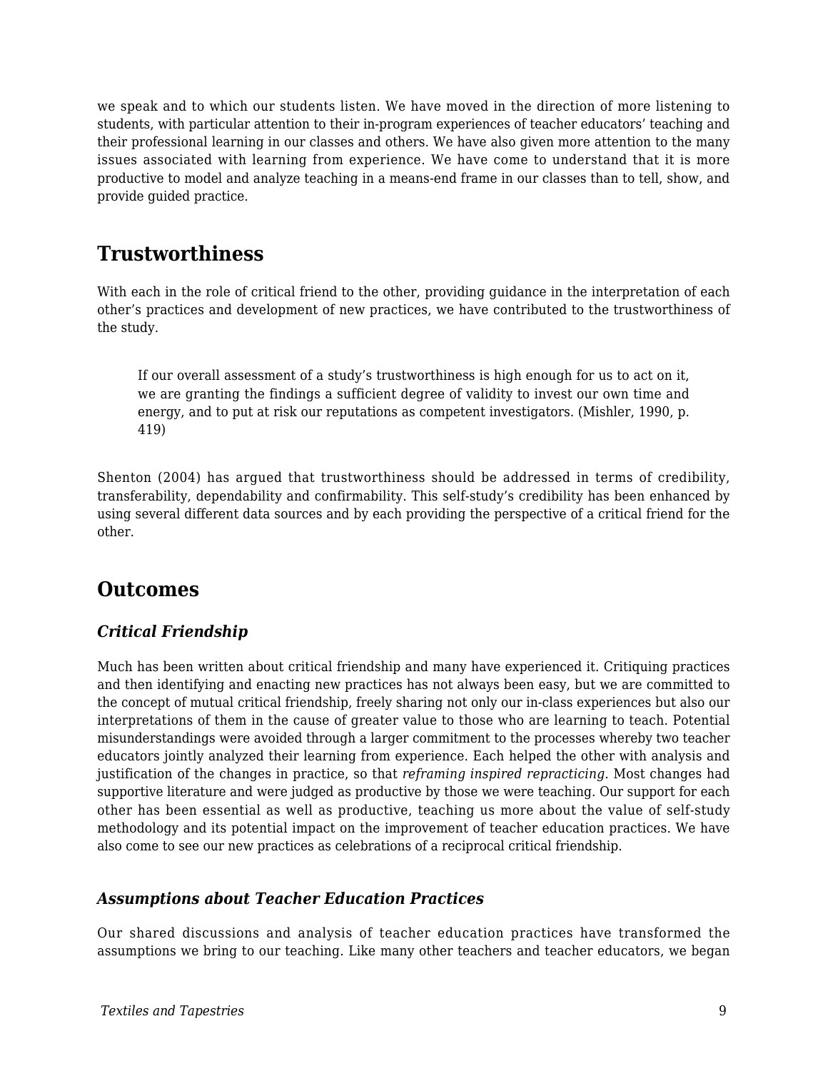we speak and to which our students listen. We have moved in the direction of more listening to students, with particular attention to their in-program experiences of teacher educators' teaching and their professional learning in our classes and others. We have also given more attention to the many issues associated with learning from experience. We have come to understand that it is more productive to model and analyze teaching in a means-end frame in our classes than to tell, show, and provide guided practice.

## Trustworthiness

With each in the role of critical friend to the other, providing guidance in the interpretation of each other's practices and development of new practices, we have contributed to the trustworthiness of the study.

> If our overall assessment of a study's trustworthiness is high enough for us to act on it, we are granting the findings a sufficient degree of validity to invest our own time and energy, and to put at risk our reputations as competent investigators. (Mishler, 1990, p. 419)

Shenton (2004) has argued that trustworthiness should be addressed in terms of credibility, transferability, dependability and confirmability. This self-study's credibility has been enhanced by using several different data sources and by each providing the perspective of a critical friend for the other.

## Outcomes

### *Critical Friendship*

Much has been written about critical friendship and many have experienced it. Critiquing practices and then identifying and enacting new practices has not always been easy, but we are committed to the concept of mutual critical friendship, freely sharing not only our in-class experiences but also our interpretations of them in the cause of greater value to those who are learning to teach. Potential misunderstandings were avoided through a larger commitment to the processes whereby two teacher educators jointly analyzed their learning from experience. Each helped the other with analysis and justification of the changes in practice, so that *reframing inspired repracticing*. Most changes had supportive literature and were judged as productive by those we were teaching. Our support for each other has been essential as well as productive, teaching us more about the value of self-study methodology and its potential impact on the improvement of teacher education practices. We have also come to see our new practices as celebrations of a reciprocal critical friendship.

### *Assumptions about Teacher Education Practices*

Our shared discussions and analysis of teacher education practices have transformed the assumptions we bring to our teaching. Like many other teachers and teacher educators, we began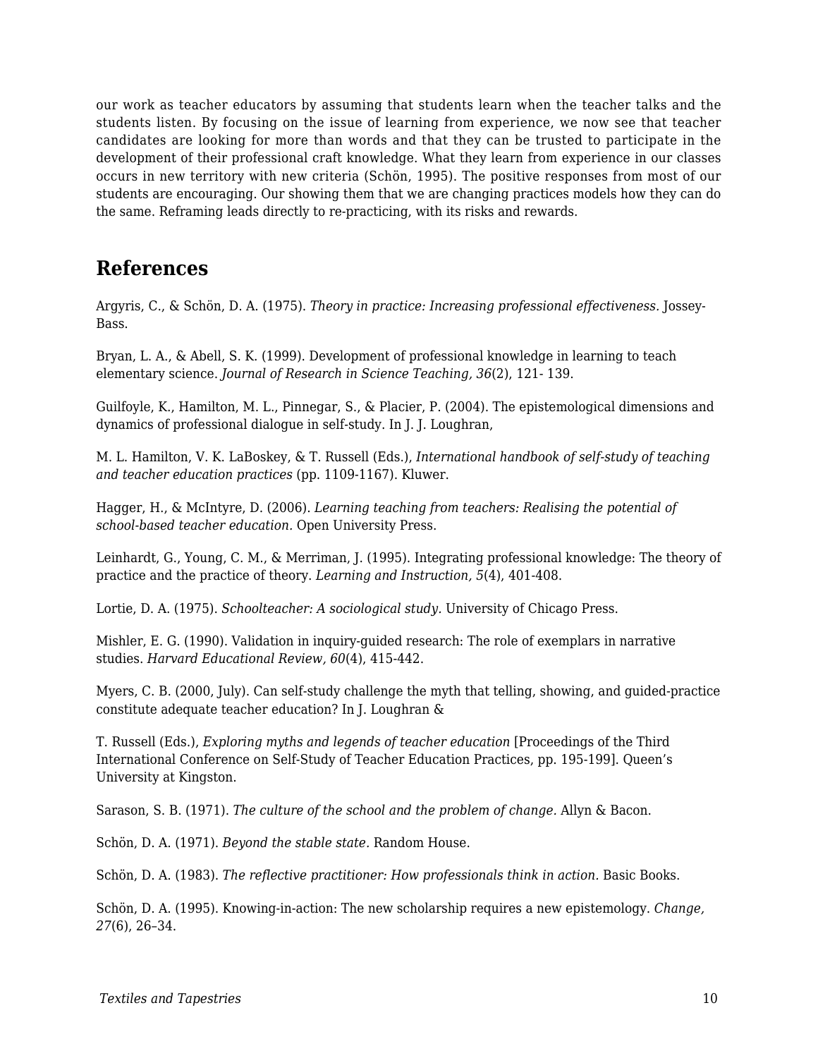our work as teacher educators by assuming that students learn when the teacher talks and the students listen. By focusing on the issue of learning from experience, we now see that teacher candidates are looking for more than words and that they can be trusted to participate in the development of their professional craft knowledge. What they learn from experience in our classes occurs in new territory with new criteria (Schön, 1995). The positive responses from most of our students are encouraging. Our showing them that we are changing practices models how they can do the same. Reframing leads directly to re-practicing, with its risks and rewards.

## References

Argyris, C., & Schön, D. A. (1975). *Theory in practice: Increasing professional effectiveness.* Jossey-Bass.

Bryan, L. A., & Abell, S. K. (1999). Development of professional knowledge in learning to teach elementary science. *Journal of Research in Science Teaching, 36*(2), 121- 139.

Guilfoyle, K., Hamilton, M. L., Pinnegar, S., & Placier, P. (2004). The epistemological dimensions and dynamics of professional dialogue in self-study. In J. J. Loughran,

M. L. Hamilton, V. K. LaBoskey, & T. Russell (Eds.), *International handbook of self-study of teaching and teacher education practices* (pp. 1109-1167). Kluwer.

Hagger, H., & McIntyre, D. (2006). *Learning teaching from teachers: Realising the potential of school-based teacher education.* Open University Press.

Leinhardt, G., Young, C. M., & Merriman, J. (1995). Integrating professional knowledge: The theory of practice and the practice of theory. *Learning and Instruction, 5*(4), 401-408.

Lortie, D. A. (1975). *Schoolteacher: A sociological study.* University of Chicago Press.

Mishler, E. G. (1990). Validation in inquiry-guided research: The role of exemplars in narrative studies. *Harvard Educational Review, 60*(4), 415-442.

Myers, C. B. (2000, July). Can self-study challenge the myth that telling, showing, and guided-practice constitute adequate teacher education? In J. Loughran &

T. Russell (Eds.), *Exploring myths and legends of teacher education* [Proceedings of the Third International Conference on Self-Study of Teacher Education Practices, pp. 195-199]. Queen's University at Kingston.

Sarason, S. B. (1971). *The culture of the school and the problem of change.* Allyn & Bacon.

Schön, D. A. (1971). *Beyond the stable state.* Random House.

Schön, D. A. (1983). *The reflective practitioner: How professionals think in action.* Basic Books.

Schön, D. A. (1995). Knowing-in-action: The new scholarship requires a new epistemology. *Change, 27*(6), 26–34.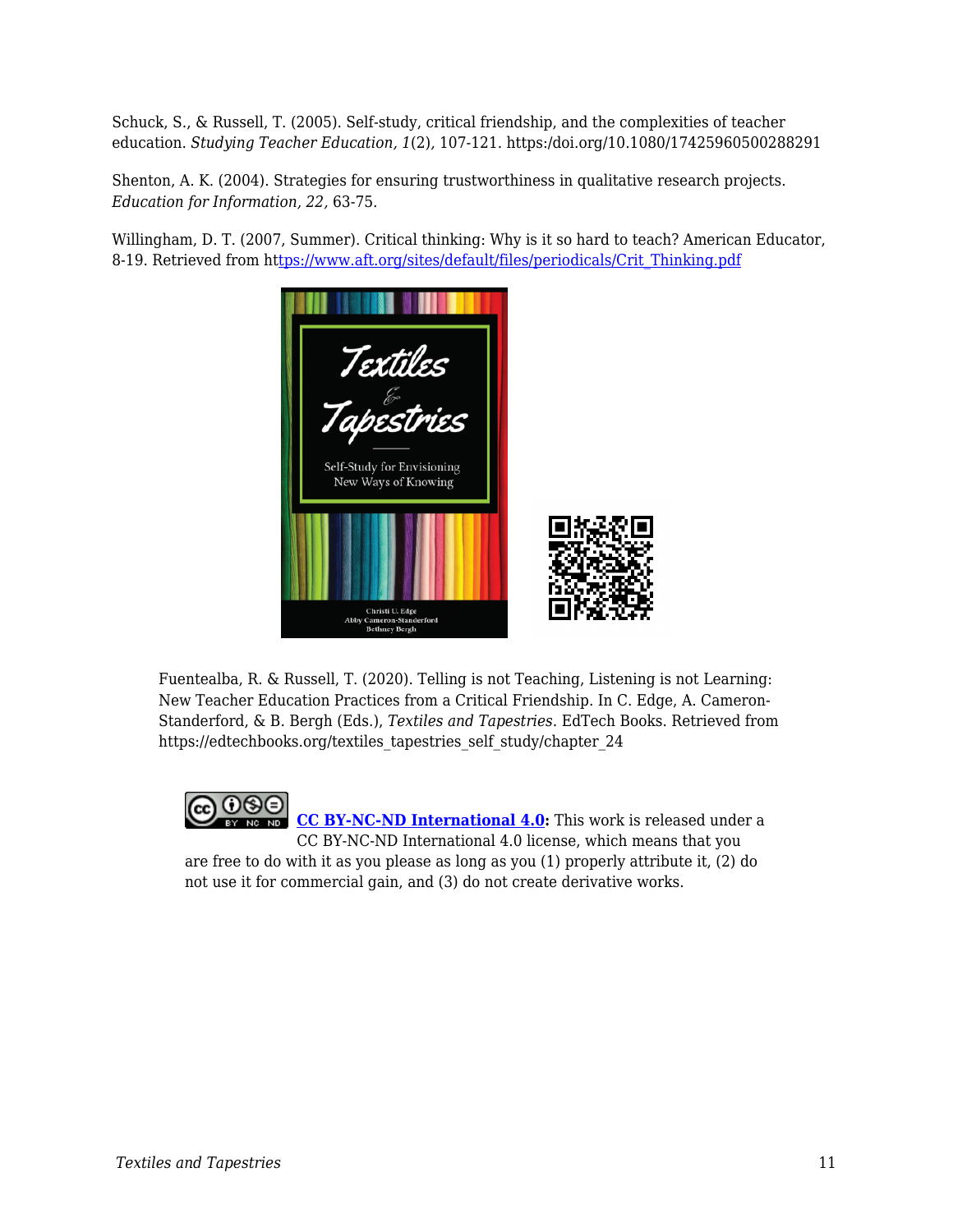Schuck, S., & Russell, T. (2005). Self-study, critical friendship, and the complexities of teacher education. *Studying Teacher Education, 1*(2), 107-121. https:/doi.org/10.1080/17425960500288291

Shenton, A. K. (2004). Strategies for ensuring trustworthiness in qualitative research projects. *Education for Information, 22,* 63-75.

Willingham, D. T. (2007, Summer). Critical thinking: Why is it so hard to teach? American Educator, 8-19. Retrieved from [https://www.aft.org/sites/default/files/periodicals/Crit_Thinking.pdf](https://www.aft.org/sites/default/files/periodicals/Crit_Thinking.pdf)

Fuentealba, R. & Russell, T. (2020). Telling is not Teaching, Listening is not Learning: New Teacher Education Practices from a Critical Friendship. In C. Edge, A. Cameron-Standerford, & B. Bergh (Eds.), *Textiles and Tapestries*. EdTech Books. Retrieved from https://edtechbooks.org/textiles_tapestries_self_study/chapter_24

**[CC BY-NC-ND International 4.0](https://creativecommons.org/licenses/by-nc-nd/4.0/):** This work is released under a CC BY-NC-ND International 4.0 license, which means that you are free to do with it as you please as long as you (1) properly attribute it, (2) do not use it for commercial gain, and (3) do not create derivative works.